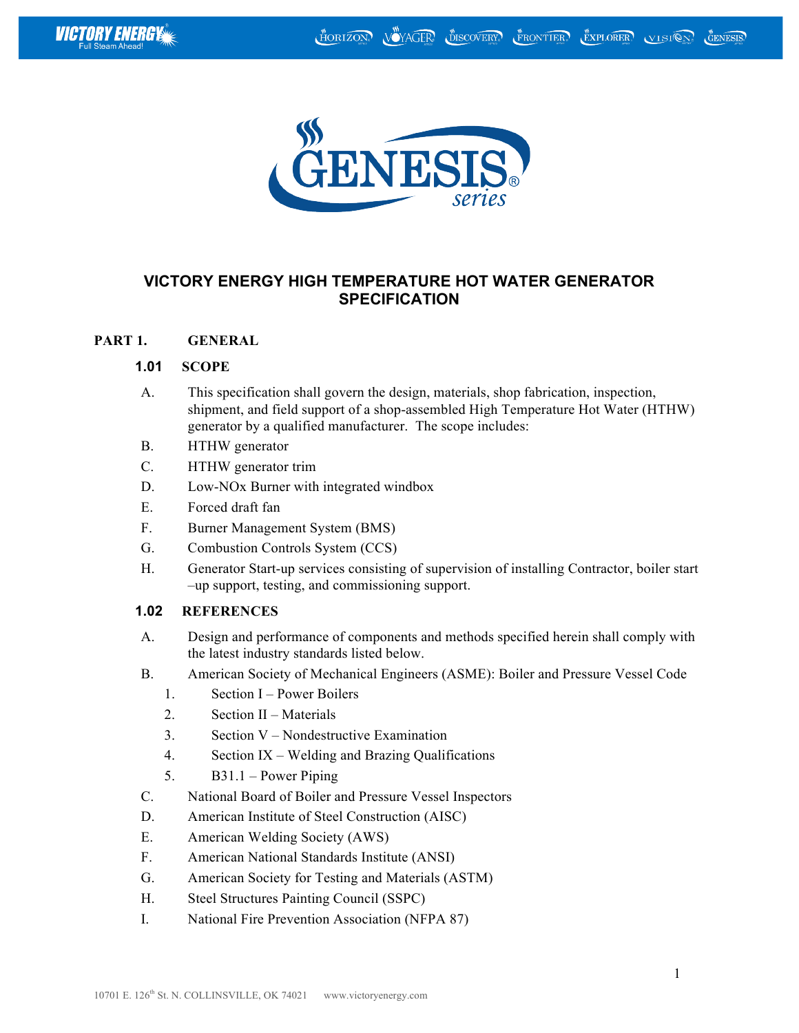# VICTORY ENERGY HIGH TEMPERATURE HOT WATER GENERATOR SPECIFICATION

## PART 1. GENERAL

### 1.01 SCOPE

A. This specification shall govern the design, materials, shop fabrication, inspection, shipment, and field support of a shop-assembled High Temperature Hot Water (HTHW) generator by a qualified manufacturer. The scope includes:

B. HTHW generator

C. HTHW generator trim

D. Low-NOx Burner with integrated windbox

E. Forced draft fan

F. Burner Management System (BMS)

G. Combustion Controls System (CCS)

H. Generator Start-up services consisting of supervision of installing Contractor, boiler start –up support, testing, and commissioning support.

### 1.02 REFERENCES

A. Design and performance of components and methods specified herein shall comply with the latest industry standards listed below.

B. American Society of Mechanical Engineers (ASME): Boiler and Pressure Vessel Code

1. Section I – Power Boilers
2. Section II – Materials
3. Section V – Nondestructive Examination
4. Section IX – Welding and Brazing Qualifications
5. B31.1 – Power Piping

C. National Board of Boiler and Pressure Vessel Inspectors

D. American Institute of Steel Construction (AISC)

E. American Welding Society (AWS)

F. American National Standards Institute (ANSI)

G. American Society for Testing and Materials (ASTM)

H. Steel Structures Painting Council (SSPC)

I. National Fire Prevention Association (NFPA 87)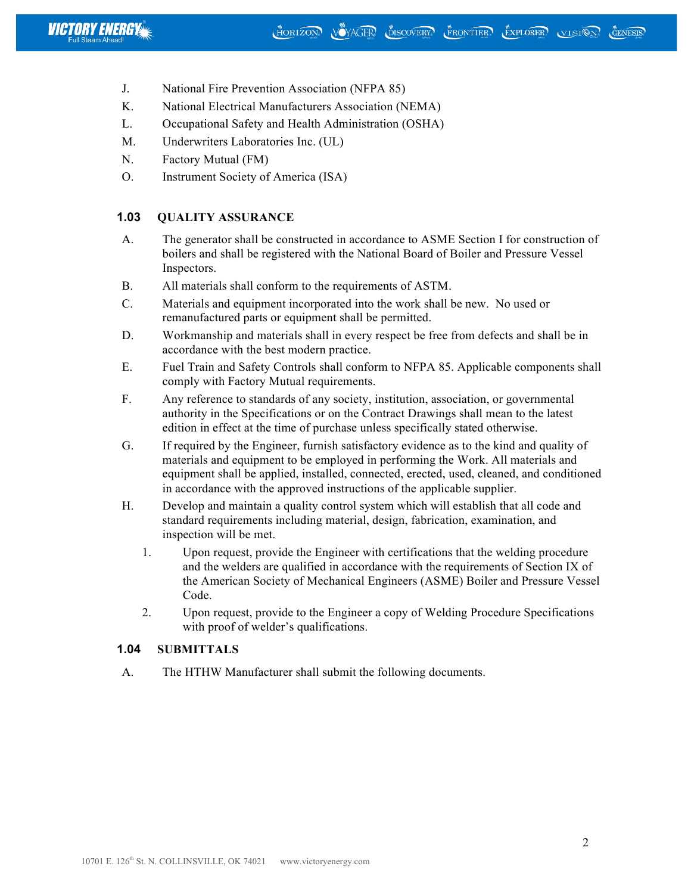J. National Fire Prevention Association (NFPA 85)

K. National Electrical Manufacturers Association (NEMA)

L. Occupational Safety and Health Administration (OSHA)

M. Underwriters Laboratories Inc. (UL)

N. Factory Mutual (FM)

O. Instrument Society of America (ISA)

### 1.03 QUALITY ASSURANCE

A. The generator shall be constructed in accordance to ASME Section I for construction of boilers and shall be registered with the National Board of Boiler and Pressure Vessel Inspectors.

B. All materials shall conform to the requirements of ASTM.

C. Materials and equipment incorporated into the work shall be new. No used or remanufactured parts or equipment shall be permitted.

D. Workmanship and materials shall in every respect be free from defects and shall be in accordance with the best modern practice.

E. Fuel Train and Safety Controls shall conform to NFPA 85. Applicable components shall comply with Factory Mutual requirements.

F. Any reference to standards of any society, institution, association, or governmental authority in the Specifications or on the Contract Drawings shall mean to the latest edition in effect at the time of purchase unless specifically stated otherwise.

G. If required by the Engineer, furnish satisfactory evidence as to the kind and quality of materials and equipment to be employed in performing the Work. All materials and equipment shall be applied, installed, connected, erected, used, cleaned, and conditioned in accordance with the approved instructions of the applicable supplier.

H. Develop and maintain a quality control system which will establish that all code and standard requirements including material, design, fabrication, examination, and inspection will be met.

1. Upon request, provide the Engineer with certifications that the welding procedure and the welders are qualified in accordance with the requirements of Section IX of the American Society of Mechanical Engineers (ASME) Boiler and Pressure Vessel Code.
2. Upon request, provide to the Engineer a copy of Welding Procedure Specifications with proof of welder's qualifications.

### 1.04 SUBMITTALS

A. The HTHW Manufacturer shall submit the following documents.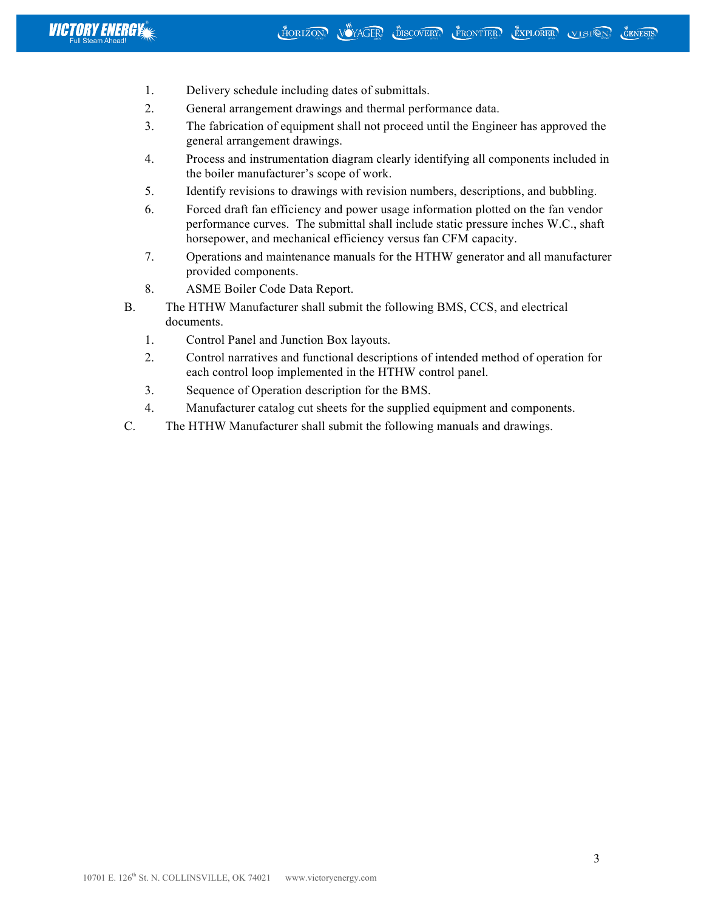1. Delivery schedule including dates of submittals.
2. General arrangement drawings and thermal performance data.
3. The fabrication of equipment shall not proceed until the Engineer has approved the general arrangement drawings.
4. Process and instrumentation diagram clearly identifying all components included in the boiler manufacturer's scope of work.
5. Identify revisions to drawings with revision numbers, descriptions, and bubbling.
6. Forced draft fan efficiency and power usage information plotted on the fan vendor performance curves. The submittal shall include static pressure inches W.C., shaft horsepower, and mechanical efficiency versus fan CFM capacity.
7. Operations and maintenance manuals for the HTHW generator and all manufacturer provided components.
8. ASME Boiler Code Data Report.

B. The HTHW Manufacturer shall submit the following BMS, CCS, and electrical documents.

1. Control Panel and Junction Box layouts.
2. Control narratives and functional descriptions of intended method of operation for each control loop implemented in the HTHW control panel.
3. Sequence of Operation description for the BMS.
4. Manufacturer catalog cut sheets for the supplied equipment and components.

C. The HTHW Manufacturer shall submit the following manuals and drawings.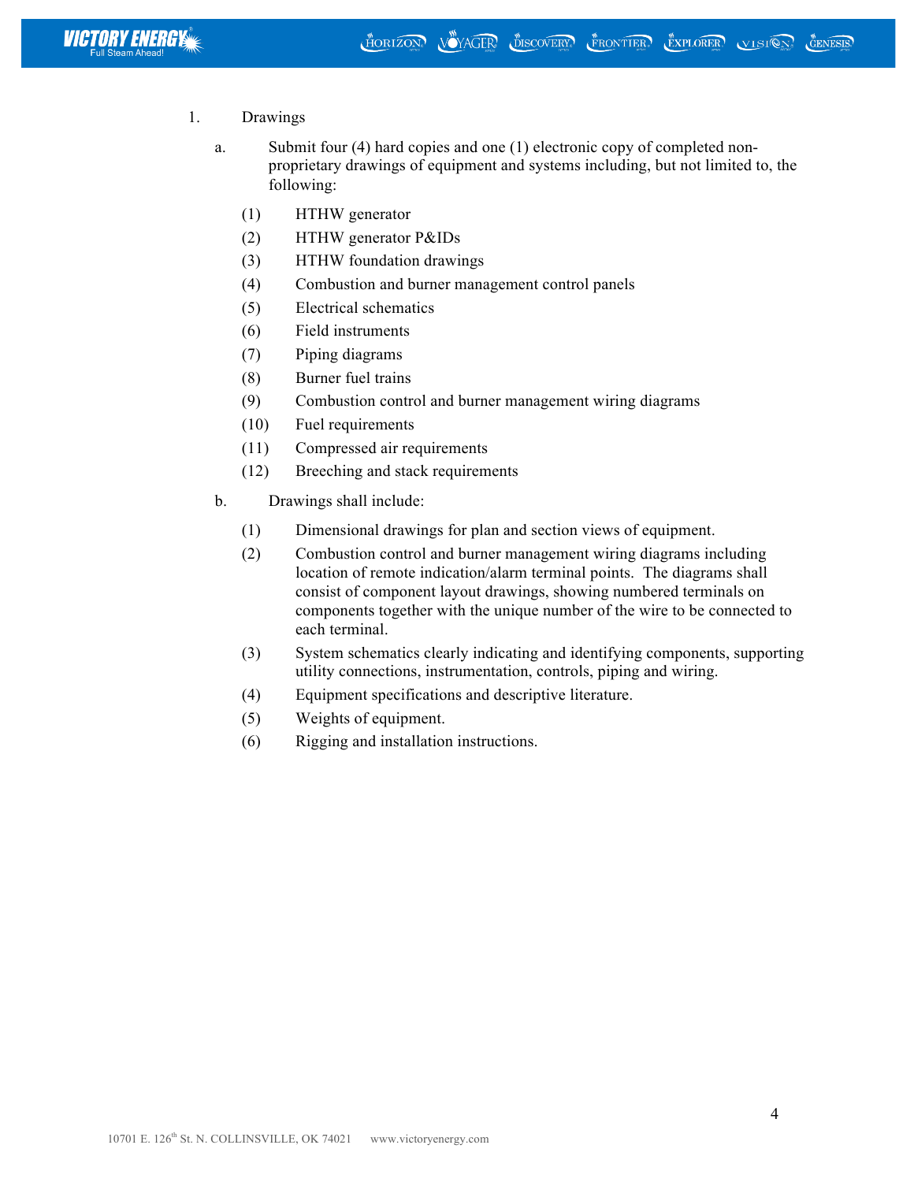1. Drawings

   a. Submit four (4) hard copies and one (1) electronic copy of completed non-proprietary drawings of equipment and systems including, but not limited to, the following:

      (1) HTHW generator

      (2) HTHW generator P&IDs

      (3) HTHW foundation drawings

      (4) Combustion and burner management control panels

      (5) Electrical schematics

      (6) Field instruments

      (7) Piping diagrams

      (8) Burner fuel trains

      (9) Combustion control and burner management wiring diagrams

      (10) Fuel requirements

      (11) Compressed air requirements

      (12) Breeching and stack requirements

   b. Drawings shall include:

      (1) Dimensional drawings for plan and section views of equipment.

      (2) Combustion control and burner management wiring diagrams including location of remote indication/alarm terminal points. The diagrams shall consist of component layout drawings, showing numbered terminals on components together with the unique number of the wire to be connected to each terminal.

      (3) System schematics clearly indicating and identifying components, supporting utility connections, instrumentation, controls, piping and wiring.

      (4) Equipment specifications and descriptive literature.

      (5) Weights of equipment.

      (6) Rigging and installation instructions.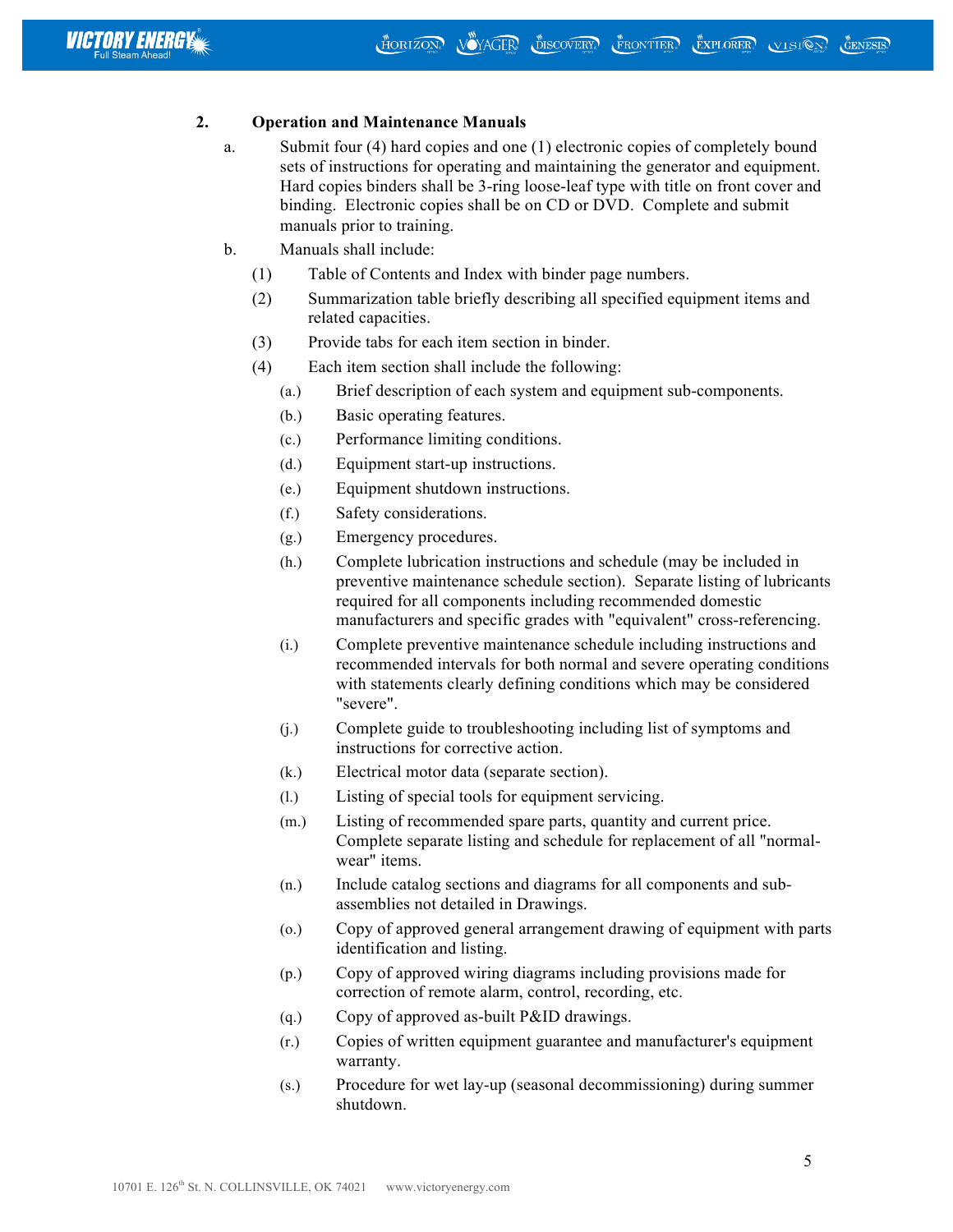## 2. Operation and Maintenance Manuals

a. Submit four (4) hard copies and one (1) electronic copies of completely bound sets of instructions for operating and maintaining the generator and equipment. Hard copies binders shall be 3-ring loose-leaf type with title on front cover and binding. Electronic copies shall be on CD or DVD. Complete and submit manuals prior to training.

b. Manuals shall include:

   (1) Table of Contents and Index with binder page numbers.

   (2) Summarization table briefly describing all specified equipment items and related capacities.

   (3) Provide tabs for each item section in binder.

   (4) Each item section shall include the following:

      (a.) Brief description of each system and equipment sub-components.

      (b.) Basic operating features.

      (c.) Performance limiting conditions.

      (d.) Equipment start-up instructions.

      (e.) Equipment shutdown instructions.

      (f.) Safety considerations.

      (g.) Emergency procedures.

      (h.) Complete lubrication instructions and schedule (may be included in preventive maintenance schedule section). Separate listing of lubricants required for all components including recommended domestic manufacturers and specific grades with "equivalent" cross-referencing.

      (i.) Complete preventive maintenance schedule including instructions and recommended intervals for both normal and severe operating conditions with statements clearly defining conditions which may be considered "severe".

      (j.) Complete guide to troubleshooting including list of symptoms and instructions for corrective action.

      (k.) Electrical motor data (separate section).

      (l.) Listing of special tools for equipment servicing.

      (m.) Listing of recommended spare parts, quantity and current price. Complete separate listing and schedule for replacement of all "normal-wear" items.

      (n.) Include catalog sections and diagrams for all components and sub-assemblies not detailed in Drawings.

      (o.) Copy of approved general arrangement drawing of equipment with parts identification and listing.

      (p.) Copy of approved wiring diagrams including provisions made for correction of remote alarm, control, recording, etc.

      (q.) Copy of approved as-built P&ID drawings.

      (r.) Copies of written equipment guarantee and manufacturer's equipment warranty.

      (s.) Procedure for wet lay-up (seasonal decommissioning) during summer shutdown.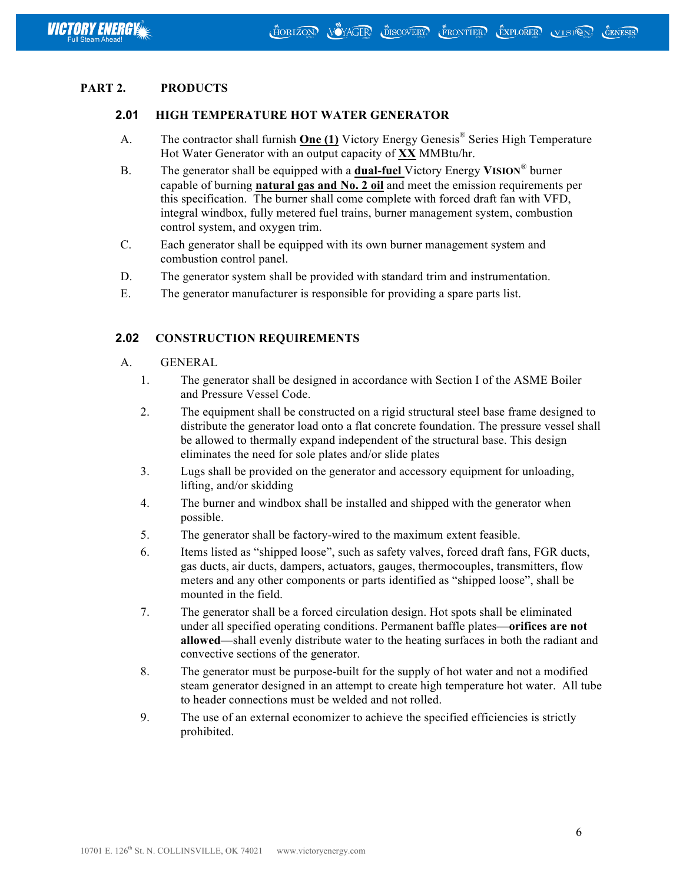## PART 2. PRODUCTS

### 2.01 HIGH TEMPERATURE HOT WATER GENERATOR

A. The contractor shall furnish **One (1)** Victory Energy Genesis® Series High Temperature Hot Water Generator with an output capacity of **XX** MMBtu/hr.

B. The generator shall be equipped with a **dual-fuel** Victory Energy **VISION**® burner capable of burning **natural gas and No. 2 oil** and meet the emission requirements per this specification. The burner shall come complete with forced draft fan with VFD, integral windbox, fully metered fuel trains, burner management system, combustion control system, and oxygen trim.

C. Each generator shall be equipped with its own burner management system and combustion control panel.

D. The generator system shall be provided with standard trim and instrumentation.

E. The generator manufacturer is responsible for providing a spare parts list.

### 2.02 CONSTRUCTION REQUIREMENTS

A. GENERAL

1. The generator shall be designed in accordance with Section I of the ASME Boiler and Pressure Vessel Code.
2. The equipment shall be constructed on a rigid structural steel base frame designed to distribute the generator load onto a flat concrete foundation. The pressure vessel shall be allowed to thermally expand independent of the structural base. This design eliminates the need for sole plates and/or slide plates
3. Lugs shall be provided on the generator and accessory equipment for unloading, lifting, and/or skidding
4. The burner and windbox shall be installed and shipped with the generator when possible.
5. The generator shall be factory-wired to the maximum extent feasible.
6. Items listed as "shipped loose", such as safety valves, forced draft fans, FGR ducts, gas ducts, air ducts, dampers, actuators, gauges, thermocouples, transmitters, flow meters and any other components or parts identified as "shipped loose", shall be mounted in the field.
7. The generator shall be a forced circulation design. Hot spots shall be eliminated under all specified operating conditions. Permanent baffle plates—**orifices are not allowed**—shall evenly distribute water to the heating surfaces in both the radiant and convective sections of the generator.
8. The generator must be purpose-built for the supply of hot water and not a modified steam generator designed in an attempt to create high temperature hot water. All tube to header connections must be welded and not rolled.
9. The use of an external economizer to achieve the specified efficiencies is strictly prohibited.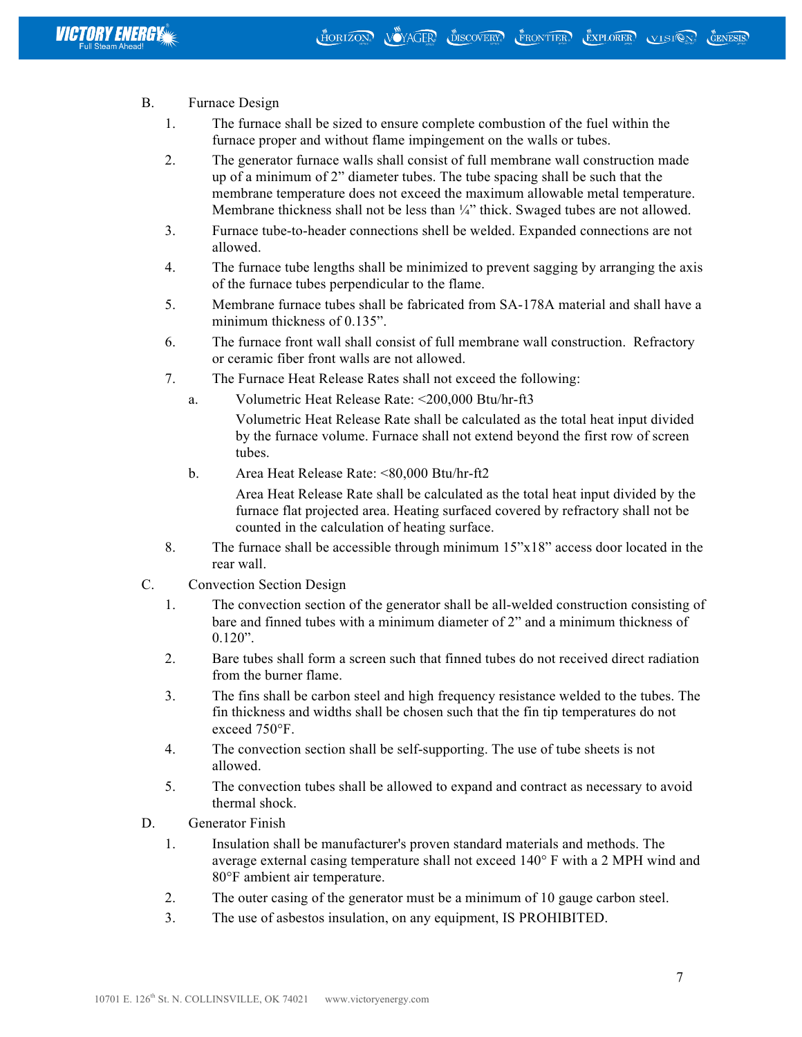B. Furnace Design

1. The furnace shall be sized to ensure complete combustion of the fuel within the furnace proper and without flame impingement on the walls or tubes.
2. The generator furnace walls shall consist of full membrane wall construction made up of a minimum of 2” diameter tubes. The tube spacing shall be such that the membrane temperature does not exceed the maximum allowable metal temperature. Membrane thickness shall not be less than ¼” thick. Swaged tubes are not allowed.
3. Furnace tube-to-header connections shell be welded. Expanded connections are not allowed.
4. The furnace tube lengths shall be minimized to prevent sagging by arranging the axis of the furnace tubes perpendicular to the flame.
5. Membrane furnace tubes shall be fabricated from SA-178A material and shall have a minimum thickness of 0.135”.
6. The furnace front wall shall consist of full membrane wall construction. Refractory or ceramic fiber front walls are not allowed.
7. The Furnace Heat Release Rates shall not exceed the following:
   a. Volumetric Heat Release Rate: <200,000 Btu/hr-ft3

      Volumetric Heat Release Rate shall be calculated as the total heat input divided by the furnace volume. Furnace shall not extend beyond the first row of screen tubes.

   b. Area Heat Release Rate: <80,000 Btu/hr-ft2

      Area Heat Release Rate shall be calculated as the total heat input divided by the furnace flat projected area. Heating surfaced covered by refractory shall not be counted in the calculation of heating surface.
8. The furnace shall be accessible through minimum 15”x18” access door located in the rear wall.

C. Convection Section Design

1. The convection section of the generator shall be all-welded construction consisting of bare and finned tubes with a minimum diameter of 2” and a minimum thickness of 0.120”.
2. Bare tubes shall form a screen such that finned tubes do not received direct radiation from the burner flame.
3. The fins shall be carbon steel and high frequency resistance welded to the tubes. The fin thickness and widths shall be chosen such that the fin tip temperatures do not exceed 750°F.
4. The convection section shall be self-supporting. The use of tube sheets is not allowed.
5. The convection tubes shall be allowed to expand and contract as necessary to avoid thermal shock.

D. Generator Finish

1. Insulation shall be manufacturer's proven standard materials and methods. The average external casing temperature shall not exceed 140° F with a 2 MPH wind and 80°F ambient air temperature.
2. The outer casing of the generator must be a minimum of 10 gauge carbon steel.
3. The use of asbestos insulation, on any equipment, IS PROHIBITED.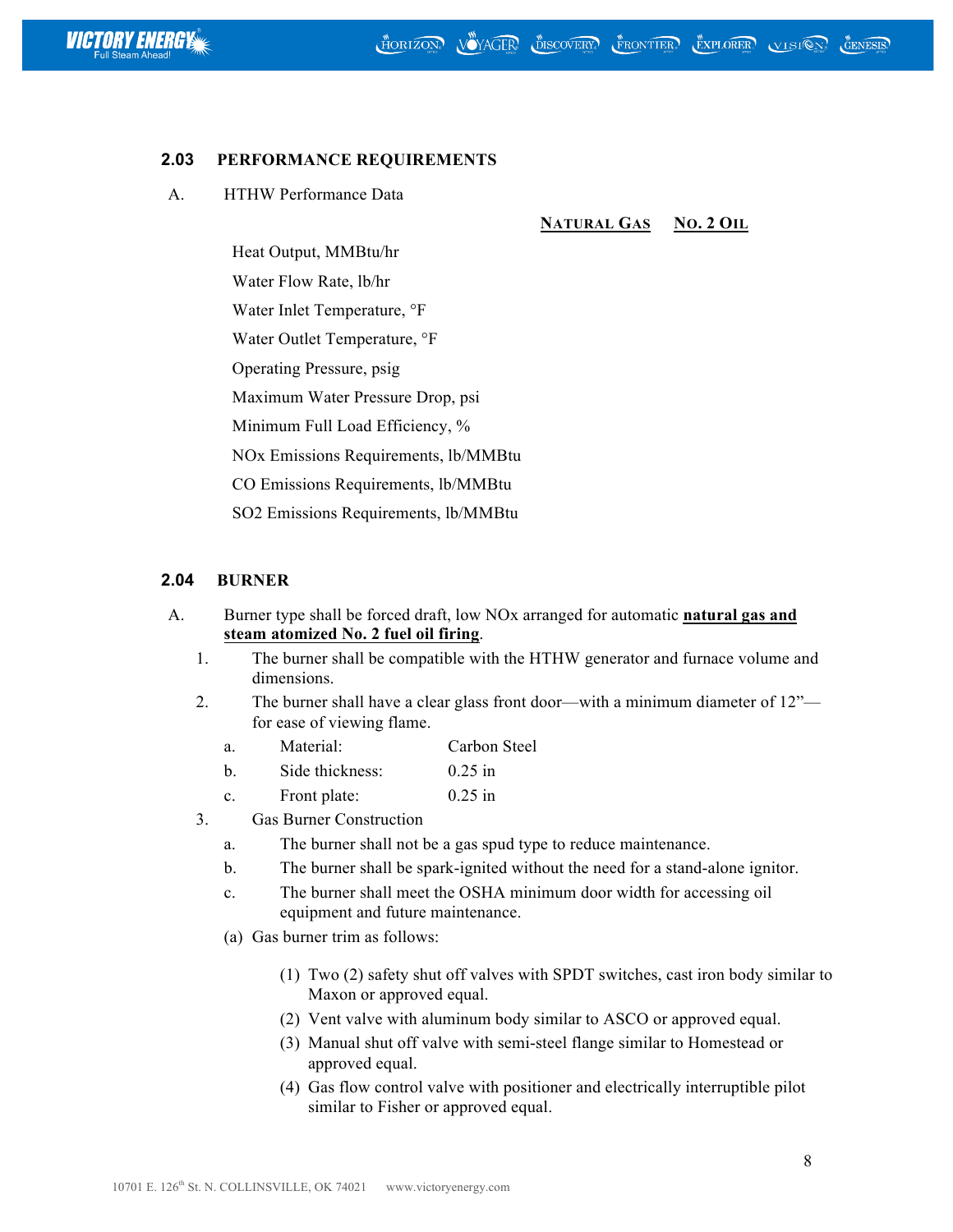### 2.03 PERFORMANCE REQUIREMENTS

A. HTHW Performance Data

| | NATURAL GAS | NO. 2 OIL |
|---|---|---|
| Heat Output, MMBtu/hr | | |
| Water Flow Rate, lb/hr | | |
| Water Inlet Temperature, °F | | |
| Water Outlet Temperature, °F | | |
| Operating Pressure, psig | | |
| Maximum Water Pressure Drop, psi | | |
| Minimum Full Load Efficiency, % | | |
| NOx Emissions Requirements, lb/MMBtu | | |
| CO Emissions Requirements, lb/MMBtu | | |
| SO2 Emissions Requirements, lb/MMBtu | | |

### 2.04 BURNER

A. Burner type shall be forced draft, low NOx arranged for automatic **natural gas and steam atomized No. 2 fuel oil firing**.

1. The burner shall be compatible with the HTHW generator and furnace volume and dimensions.
2. The burner shall have a clear glass front door—with a minimum diameter of 12”—for ease of viewing flame.
   - a. Material: Carbon Steel
   - b. Side thickness: 0.25 in
   - c. Front plate: 0.25 in
3. Gas Burner Construction
   - a. The burner shall not be a gas spud type to reduce maintenance.
   - b. The burner shall be spark-ignited without the need for a stand-alone ignitor.
   - c. The burner shall meet the OSHA minimum door width for accessing oil equipment and future maintenance.

   (a) Gas burner trim as follows:

   - (1) Two (2) safety shut off valves with SPDT switches, cast iron body similar to Maxon or approved equal.
   - (2) Vent valve with aluminum body similar to ASCO or approved equal.
   - (3) Manual shut off valve with semi-steel flange similar to Homestead or approved equal.
   - (4) Gas flow control valve with positioner and electrically interruptible pilot similar to Fisher or approved equal.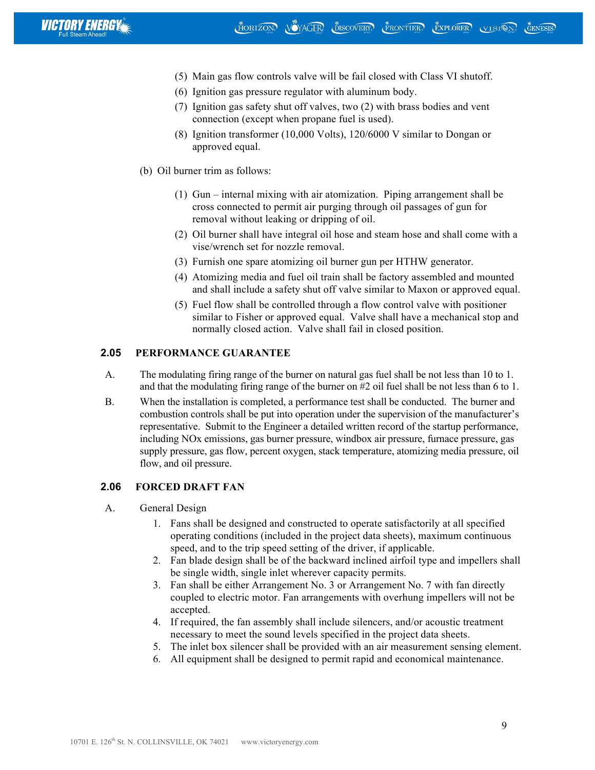(5) Main gas flow controls valve will be fail closed with Class VI shutoff.

(6) Ignition gas pressure regulator with aluminum body.

(7) Ignition gas safety shut off valves, two (2) with brass bodies and vent connection (except when propane fuel is used).

(8) Ignition transformer (10,000 Volts), 120/6000 V similar to Dongan or approved equal.

(b) Oil burner trim as follows:

(1) Gun – internal mixing with air atomization. Piping arrangement shall be cross connected to permit air purging through oil passages of gun for removal without leaking or dripping of oil.

(2) Oil burner shall have integral oil hose and steam hose and shall come with a vise/wrench set for nozzle removal.

(3) Furnish one spare atomizing oil burner gun per HTHW generator.

(4) Atomizing media and fuel oil train shall be factory assembled and mounted and shall include a safety shut off valve similar to Maxon or approved equal.

(5) Fuel flow shall be controlled through a flow control valve with positioner similar to Fisher or approved equal. Valve shall have a mechanical stop and normally closed action. Valve shall fail in closed position.

## 2.05 PERFORMANCE GUARANTEE

A. The modulating firing range of the burner on natural gas fuel shall be not less than 10 to 1. and that the modulating firing range of the burner on #2 oil fuel shall be not less than 6 to 1.

B. When the installation is completed, a performance test shall be conducted. The burner and combustion controls shall be put into operation under the supervision of the manufacturer's representative. Submit to the Engineer a detailed written record of the startup performance, including NOx emissions, gas burner pressure, windbox air pressure, furnace pressure, gas supply pressure, gas flow, percent oxygen, stack temperature, atomizing media pressure, oil flow, and oil pressure.

## 2.06 FORCED DRAFT FAN

A. General Design

1. Fans shall be designed and constructed to operate satisfactorily at all specified operating conditions (included in the project data sheets), maximum continuous speed, and to the trip speed setting of the driver, if applicable.
2. Fan blade design shall be of the backward inclined airfoil type and impellers shall be single width, single inlet wherever capacity permits.
3. Fan shall be either Arrangement No. 3 or Arrangement No. 7 with fan directly coupled to electric motor. Fan arrangements with overhung impellers will not be accepted.
4. If required, the fan assembly shall include silencers, and/or acoustic treatment necessary to meet the sound levels specified in the project data sheets.
5. The inlet box silencer shall be provided with an air measurement sensing element.
6. All equipment shall be designed to permit rapid and economical maintenance.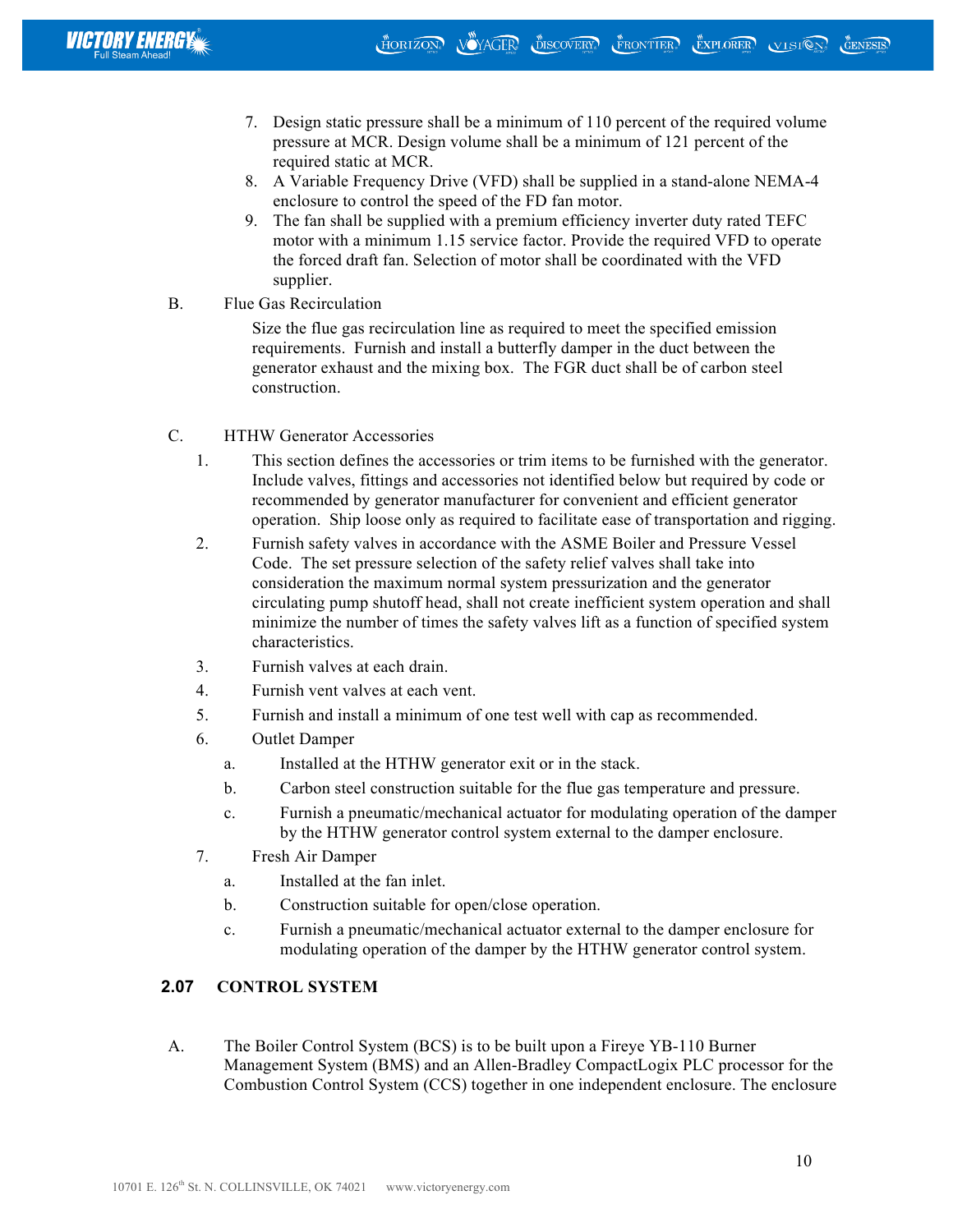7. Design static pressure shall be a minimum of 110 percent of the required volume pressure at MCR. Design volume shall be a minimum of 121 percent of the required static at MCR.
8. A Variable Frequency Drive (VFD) shall be supplied in a stand-alone NEMA-4 enclosure to control the speed of the FD fan motor.
9. The fan shall be supplied with a premium efficiency inverter duty rated TEFC motor with a minimum 1.15 service factor. Provide the required VFD to operate the forced draft fan. Selection of motor shall be coordinated with the VFD supplier.

B. Flue Gas Recirculation

Size the flue gas recirculation line as required to meet the specified emission requirements. Furnish and install a butterfly damper in the duct between the generator exhaust and the mixing box. The FGR duct shall be of carbon steel construction.

C. HTHW Generator Accessories

1. This section defines the accessories or trim items to be furnished with the generator. Include valves, fittings and accessories not identified below but required by code or recommended by generator manufacturer for convenient and efficient generator operation. Ship loose only as required to facilitate ease of transportation and rigging.
2. Furnish safety valves in accordance with the ASME Boiler and Pressure Vessel Code. The set pressure selection of the safety relief valves shall take into consideration the maximum normal system pressurization and the generator circulating pump shutoff head, shall not create inefficient system operation and shall minimize the number of times the safety valves lift as a function of specified system characteristics.
3. Furnish valves at each drain.
4. Furnish vent valves at each vent.
5. Furnish and install a minimum of one test well with cap as recommended.
6. Outlet Damper
   a. Installed at the HTHW generator exit or in the stack.
   b. Carbon steel construction suitable for the flue gas temperature and pressure.
   c. Furnish a pneumatic/mechanical actuator for modulating operation of the damper by the HTHW generator control system external to the damper enclosure.
7. Fresh Air Damper
   a. Installed at the fan inlet.
   b. Construction suitable for open/close operation.
   c. Furnish a pneumatic/mechanical actuator external to the damper enclosure for modulating operation of the damper by the HTHW generator control system.

## 2.07 CONTROL SYSTEM

A. The Boiler Control System (BCS) is to be built upon a Fireye YB-110 Burner Management System (BMS) and an Allen-Bradley CompactLogix PLC processor for the Combustion Control System (CCS) together in one independent enclosure. The enclosure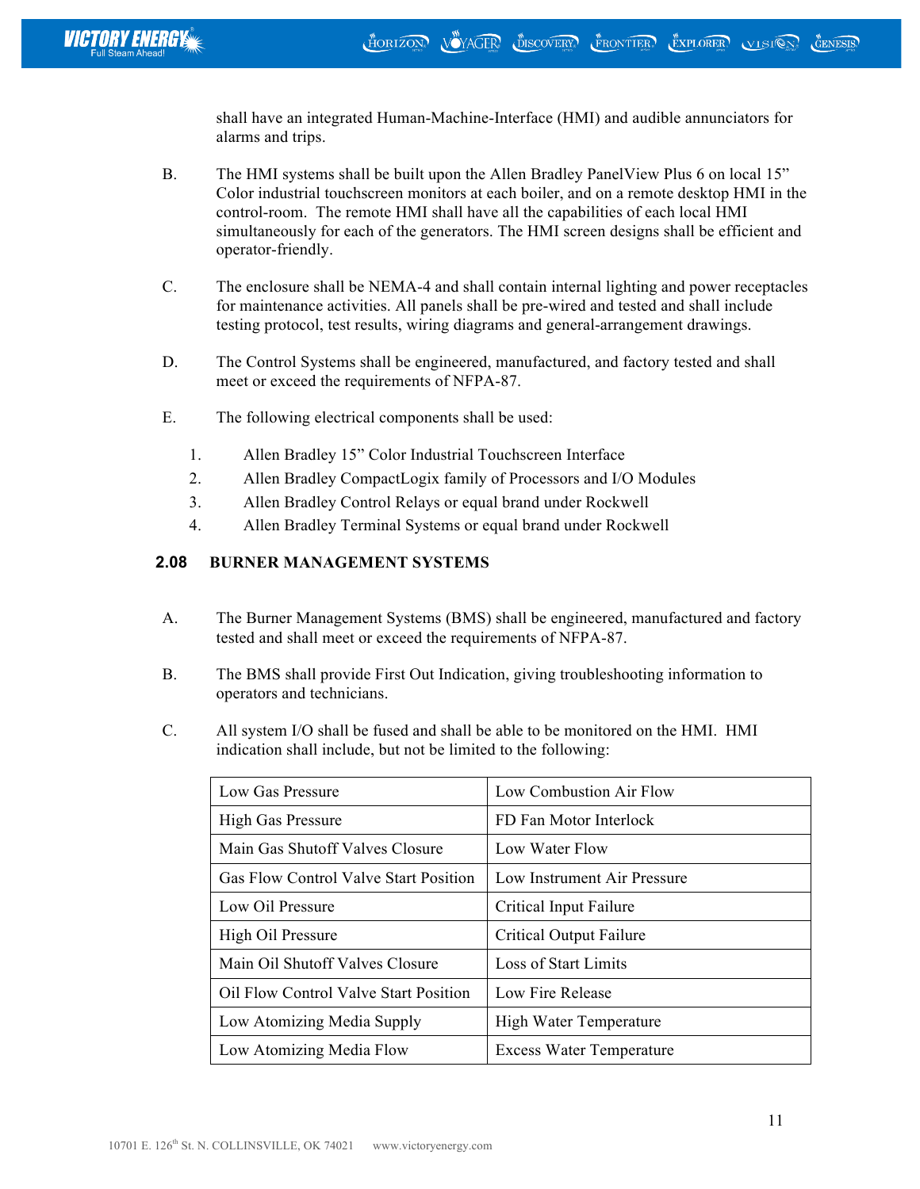shall have an integrated Human-Machine-Interface (HMI) and audible annunciators for alarms and trips.

B. The HMI systems shall be built upon the Allen Bradley PanelView Plus 6 on local 15" Color industrial touchscreen monitors at each boiler, and on a remote desktop HMI in the control-room. The remote HMI shall have all the capabilities of each local HMI simultaneously for each of the generators. The HMI screen designs shall be efficient and operator-friendly.

C. The enclosure shall be NEMA-4 and shall contain internal lighting and power receptacles for maintenance activities. All panels shall be pre-wired and tested and shall include testing protocol, test results, wiring diagrams and general-arrangement drawings.

D. The Control Systems shall be engineered, manufactured, and factory tested and shall meet or exceed the requirements of NFPA-87.

E. The following electrical components shall be used:

1. Allen Bradley 15" Color Industrial Touchscreen Interface
2. Allen Bradley CompactLogix family of Processors and I/O Modules
3. Allen Bradley Control Relays or equal brand under Rockwell
4. Allen Bradley Terminal Systems or equal brand under Rockwell

## 2.08 BURNER MANAGEMENT SYSTEMS

A. The Burner Management Systems (BMS) shall be engineered, manufactured and factory tested and shall meet or exceed the requirements of NFPA-87.

B. The BMS shall provide First Out Indication, giving troubleshooting information to operators and technicians.

C. All system I/O shall be fused and shall be able to be monitored on the HMI. HMI indication shall include, but not be limited to the following:

| | |
|---|---|
| Low Gas Pressure | Low Combustion Air Flow |
| High Gas Pressure | FD Fan Motor Interlock |
| Main Gas Shutoff Valves Closure | Low Water Flow |
| Gas Flow Control Valve Start Position | Low Instrument Air Pressure |
| Low Oil Pressure | Critical Input Failure |
| High Oil Pressure | Critical Output Failure |
| Main Oil Shutoff Valves Closure | Loss of Start Limits |
| Oil Flow Control Valve Start Position | Low Fire Release |
| Low Atomizing Media Supply | High Water Temperature |
| Low Atomizing Media Flow | Excess Water Temperature |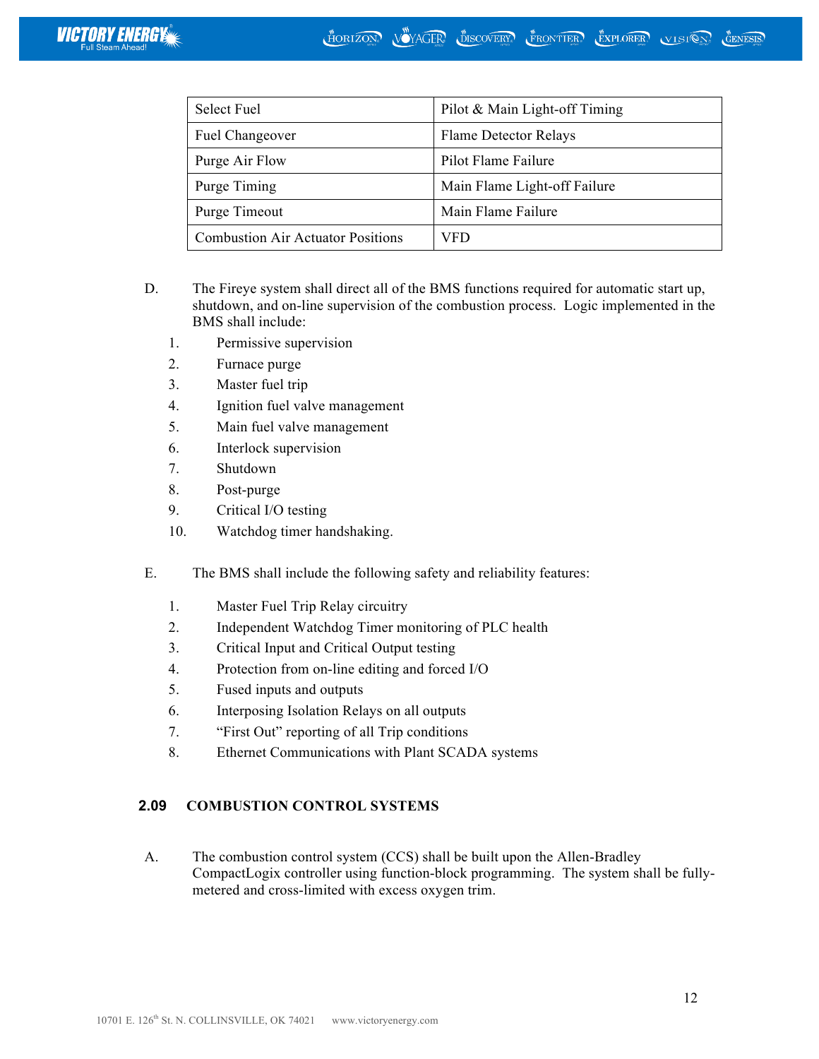| Select Fuel | Pilot & Main Light-off Timing |
|---|---|
| Fuel Changeover | Flame Detector Relays |
| Purge Air Flow | Pilot Flame Failure |
| Purge Timing | Main Flame Light-off Failure |
| Purge Timeout | Main Flame Failure |
| Combustion Air Actuator Positions | VFD |

D. The Fireye system shall direct all of the BMS functions required for automatic start up, shutdown, and on-line supervision of the combustion process. Logic implemented in the BMS shall include:

1. Permissive supervision
2. Furnace purge
3. Master fuel trip
4. Ignition fuel valve management
5. Main fuel valve management
6. Interlock supervision
7. Shutdown
8. Post-purge
9. Critical I/O testing
10. Watchdog timer handshaking.

E. The BMS shall include the following safety and reliability features:

1. Master Fuel Trip Relay circuitry
2. Independent Watchdog Timer monitoring of PLC health
3. Critical Input and Critical Output testing
4. Protection from on-line editing and forced I/O
5. Fused inputs and outputs
6. Interposing Isolation Relays on all outputs
7. "First Out" reporting of all Trip conditions
8. Ethernet Communications with Plant SCADA systems

## 2.09 COMBUSTION CONTROL SYSTEMS

A. The combustion control system (CCS) shall be built upon the Allen-Bradley CompactLogix controller using function-block programming. The system shall be fully-metered and cross-limited with excess oxygen trim.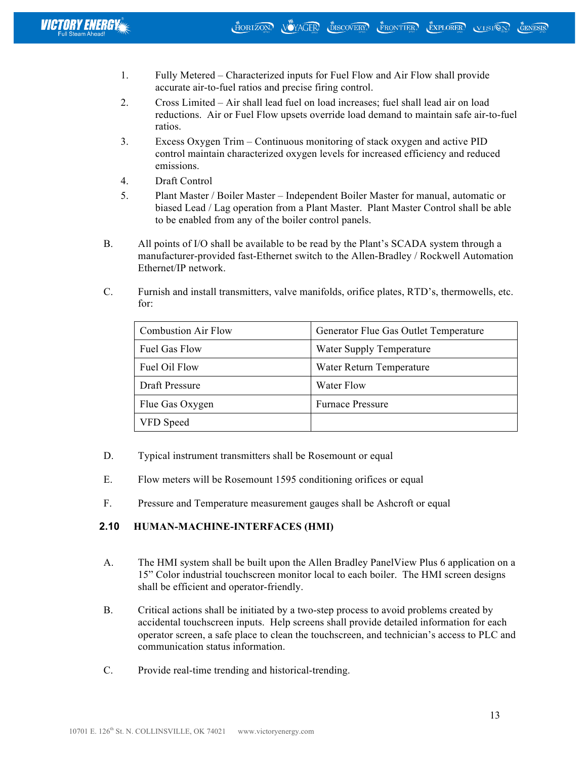1. Fully Metered – Characterized inputs for Fuel Flow and Air Flow shall provide accurate air-to-fuel ratios and precise firing control.
2. Cross Limited – Air shall lead fuel on load increases; fuel shall lead air on load reductions. Air or Fuel Flow upsets override load demand to maintain safe air-to-fuel ratios.
3. Excess Oxygen Trim – Continuous monitoring of stack oxygen and active PID control maintain characterized oxygen levels for increased efficiency and reduced emissions.
4. Draft Control
5. Plant Master / Boiler Master – Independent Boiler Master for manual, automatic or biased Lead / Lag operation from a Plant Master. Plant Master Control shall be able to be enabled from any of the boiler control panels.

B. All points of I/O shall be available to be read by the Plant's SCADA system through a manufacturer-provided fast-Ethernet switch to the Allen-Bradley / Rockwell Automation Ethernet/IP network.

C. Furnish and install transmitters, valve manifolds, orifice plates, RTD's, thermowells, etc. for:

| Combustion Air Flow | Generator Flue Gas Outlet Temperature |
|---|---|
| Fuel Gas Flow | Water Supply Temperature |
| Fuel Oil Flow | Water Return Temperature |
| Draft Pressure | Water Flow |
| Flue Gas Oxygen | Furnace Pressure |
| VFD Speed | |

D. Typical instrument transmitters shall be Rosemount or equal

E. Flow meters will be Rosemount 1595 conditioning orifices or equal

F. Pressure and Temperature measurement gauges shall be Ashcroft or equal

## 2.10 HUMAN-MACHINE-INTERFACES (HMI)

A. The HMI system shall be built upon the Allen Bradley PanelView Plus 6 application on a 15" Color industrial touchscreen monitor local to each boiler. The HMI screen designs shall be efficient and operator-friendly.

B. Critical actions shall be initiated by a two-step process to avoid problems created by accidental touchscreen inputs. Help screens shall provide detailed information for each operator screen, a safe place to clean the touchscreen, and technician's access to PLC and communication status information.

C. Provide real-time trending and historical-trending.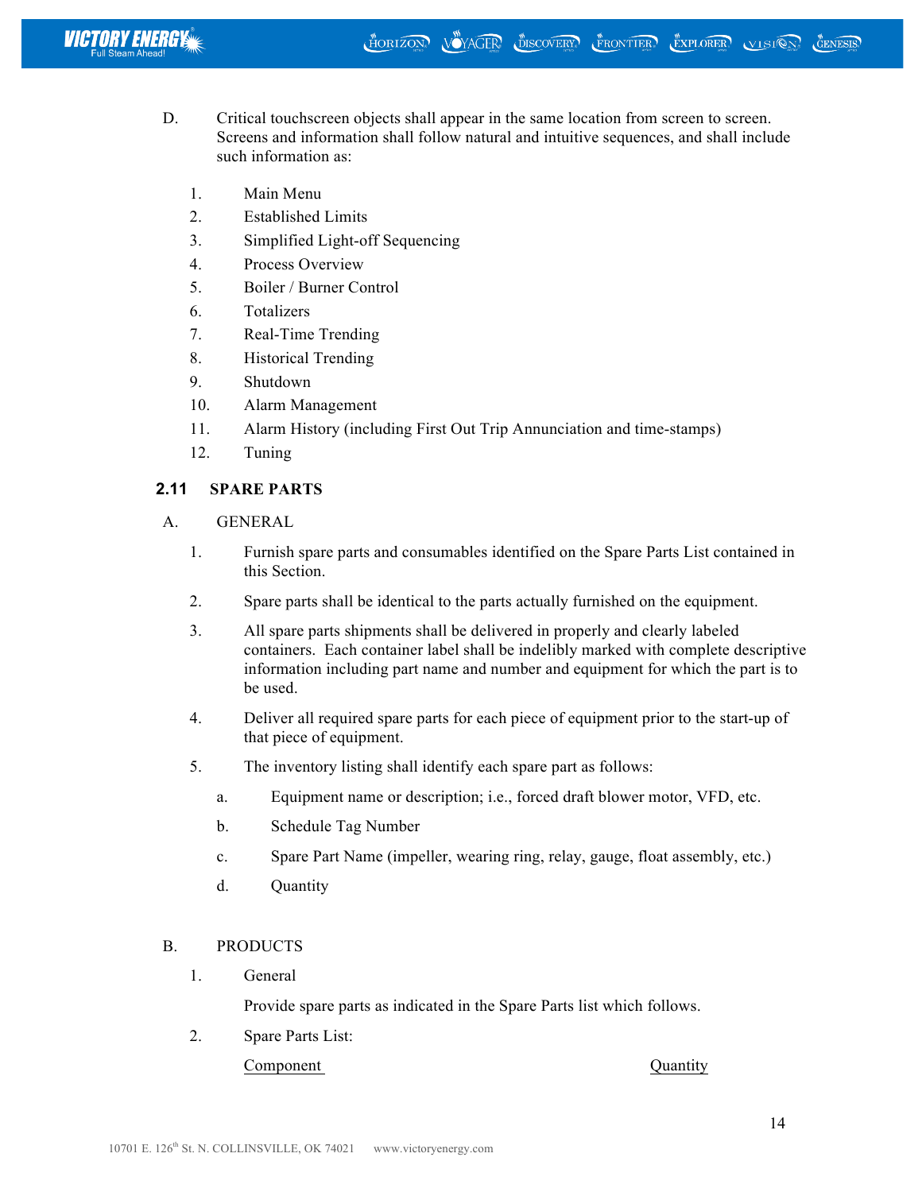D. Critical touchscreen objects shall appear in the same location from screen to screen. Screens and information shall follow natural and intuitive sequences, and shall include such information as:

1. Main Menu
2. Established Limits
3. Simplified Light-off Sequencing
4. Process Overview
5. Boiler / Burner Control
6. Totalizers
7. Real-Time Trending
8. Historical Trending
9. Shutdown
10. Alarm Management
11. Alarm History (including First Out Trip Annunciation and time-stamps)
12. Tuning

## 2.11 SPARE PARTS

A. GENERAL

1. Furnish spare parts and consumables identified on the Spare Parts List contained in this Section.
2. Spare parts shall be identical to the parts actually furnished on the equipment.
3. All spare parts shipments shall be delivered in properly and clearly labeled containers. Each container label shall be indelibly marked with complete descriptive information including part name and number and equipment for which the part is to be used.
4. Deliver all required spare parts for each piece of equipment prior to the start-up of that piece of equipment.
5. The inventory listing shall identify each spare part as follows:
   a. Equipment name or description; i.e., forced draft blower motor, VFD, etc.
   b. Schedule Tag Number
   c. Spare Part Name (impeller, wearing ring, relay, gauge, float assembly, etc.)
   d. Quantity

B. PRODUCTS

1. General

   Provide spare parts as indicated in the Spare Parts list which follows.

2. Spare Parts List:

| Component | Quantity |
| --- | --- |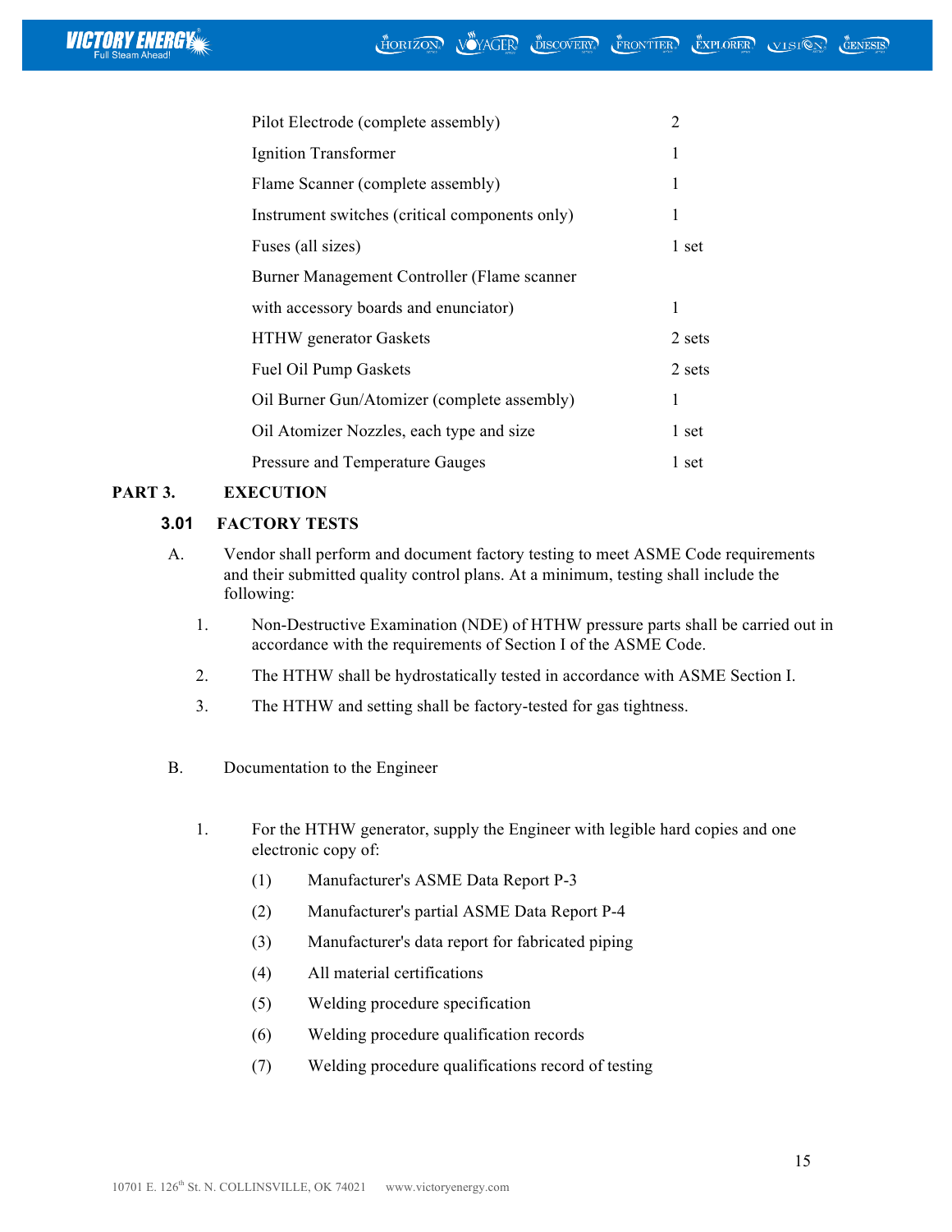| Item | Quantity |
|---|---|
| Pilot Electrode (complete assembly) | 2 |
| Ignition Transformer | 1 |
| Flame Scanner (complete assembly) | 1 |
| Instrument switches (critical components only) | 1 |
| Fuses (all sizes) | 1 set |
| Burner Management Controller (Flame scanner with accessory boards and enunciator) | 1 |
| HTHW generator Gaskets | 2 sets |
| Fuel Oil Pump Gaskets | 2 sets |
| Oil Burner Gun/Atomizer (complete assembly) | 1 |
| Oil Atomizer Nozzles, each type and size | 1 set |
| Pressure and Temperature Gauges | 1 set |

## PART 3. EXECUTION

### 3.01 FACTORY TESTS

A. Vendor shall perform and document factory testing to meet ASME Code requirements and their submitted quality control plans. At a minimum, testing shall include the following:

1. Non-Destructive Examination (NDE) of HTHW pressure parts shall be carried out in accordance with the requirements of Section I of the ASME Code.
2. The HTHW shall be hydrostatically tested in accordance with ASME Section I.
3. The HTHW and setting shall be factory-tested for gas tightness.

B. Documentation to the Engineer

1. For the HTHW generator, supply the Engineer with legible hard copies and one electronic copy of:
   - (1) Manufacturer's ASME Data Report P-3
   - (2) Manufacturer's partial ASME Data Report P-4
   - (3) Manufacturer's data report for fabricated piping
   - (4) All material certifications
   - (5) Welding procedure specification
   - (6) Welding procedure qualification records
   - (7) Welding procedure qualifications record of testing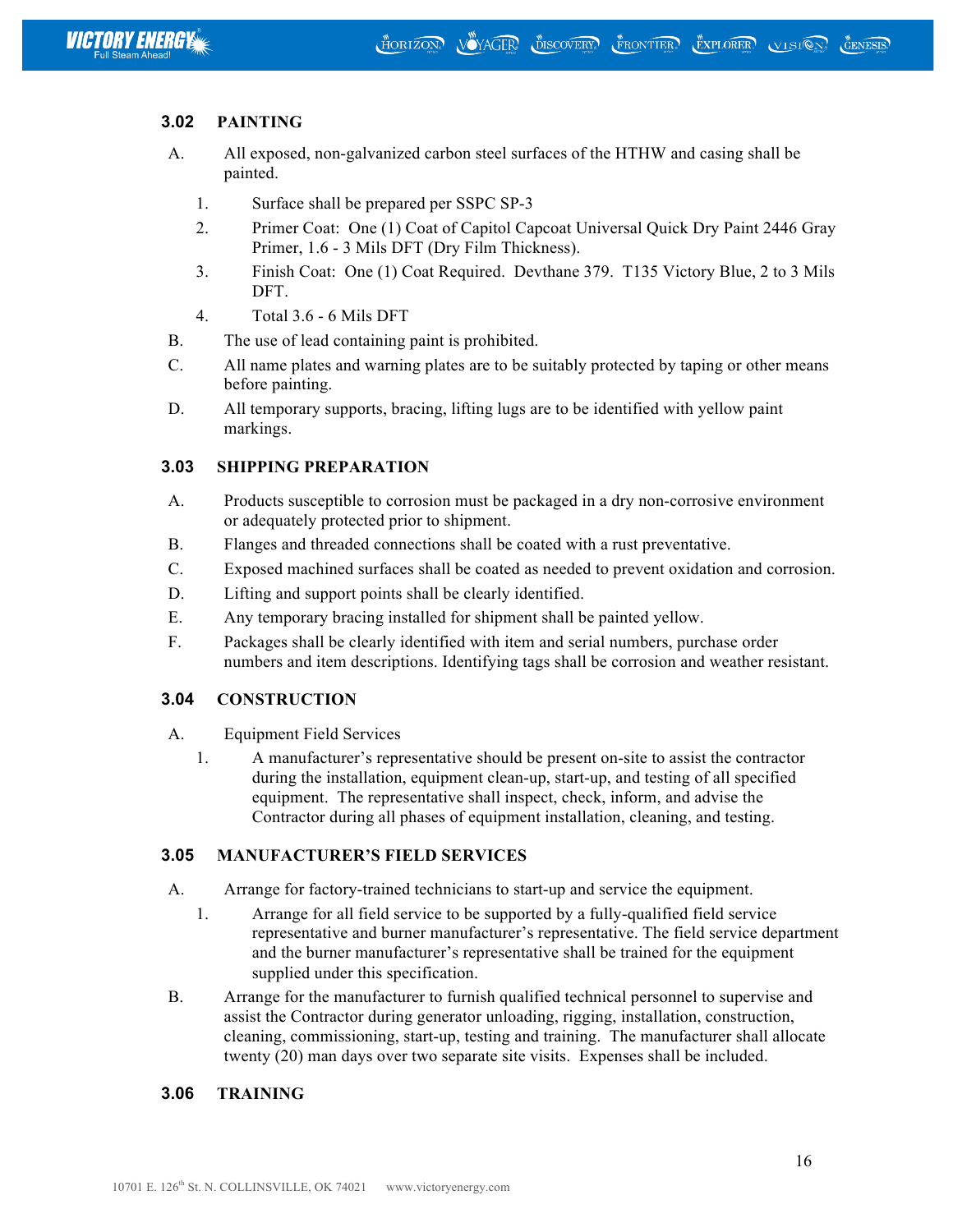### 3.02 PAINTING

A. All exposed, non-galvanized carbon steel surfaces of the HTHW and casing shall be painted.

1. Surface shall be prepared per SSPC SP-3
2. Primer Coat: One (1) Coat of Capitol Capcoat Universal Quick Dry Paint 2446 Gray Primer, 1.6 - 3 Mils DFT (Dry Film Thickness).
3. Finish Coat: One (1) Coat Required. Devthane 379. T135 Victory Blue, 2 to 3 Mils DFT.
4. Total 3.6 - 6 Mils DFT

B. The use of lead containing paint is prohibited.

C. All name plates and warning plates are to be suitably protected by taping or other means before painting.

D. All temporary supports, bracing, lifting lugs are to be identified with yellow paint markings.

### 3.03 SHIPPING PREPARATION

A. Products susceptible to corrosion must be packaged in a dry non-corrosive environment or adequately protected prior to shipment.

B. Flanges and threaded connections shall be coated with a rust preventative.

C. Exposed machined surfaces shall be coated as needed to prevent oxidation and corrosion.

D. Lifting and support points shall be clearly identified.

E. Any temporary bracing installed for shipment shall be painted yellow.

F. Packages shall be clearly identified with item and serial numbers, purchase order numbers and item descriptions. Identifying tags shall be corrosion and weather resistant.

### 3.04 CONSTRUCTION

A. Equipment Field Services

1. A manufacturer's representative should be present on-site to assist the contractor during the installation, equipment clean-up, start-up, and testing of all specified equipment. The representative shall inspect, check, inform, and advise the Contractor during all phases of equipment installation, cleaning, and testing.

### 3.05 MANUFACTURER'S FIELD SERVICES

A. Arrange for factory-trained technicians to start-up and service the equipment.

1. Arrange for all field service to be supported by a fully-qualified field service representative and burner manufacturer's representative. The field service department and the burner manufacturer's representative shall be trained for the equipment supplied under this specification.

B. Arrange for the manufacturer to furnish qualified technical personnel to supervise and assist the Contractor during generator unloading, rigging, installation, construction, cleaning, commissioning, start-up, testing and training. The manufacturer shall allocate twenty (20) man days over two separate site visits. Expenses shall be included.

### 3.06 TRAINING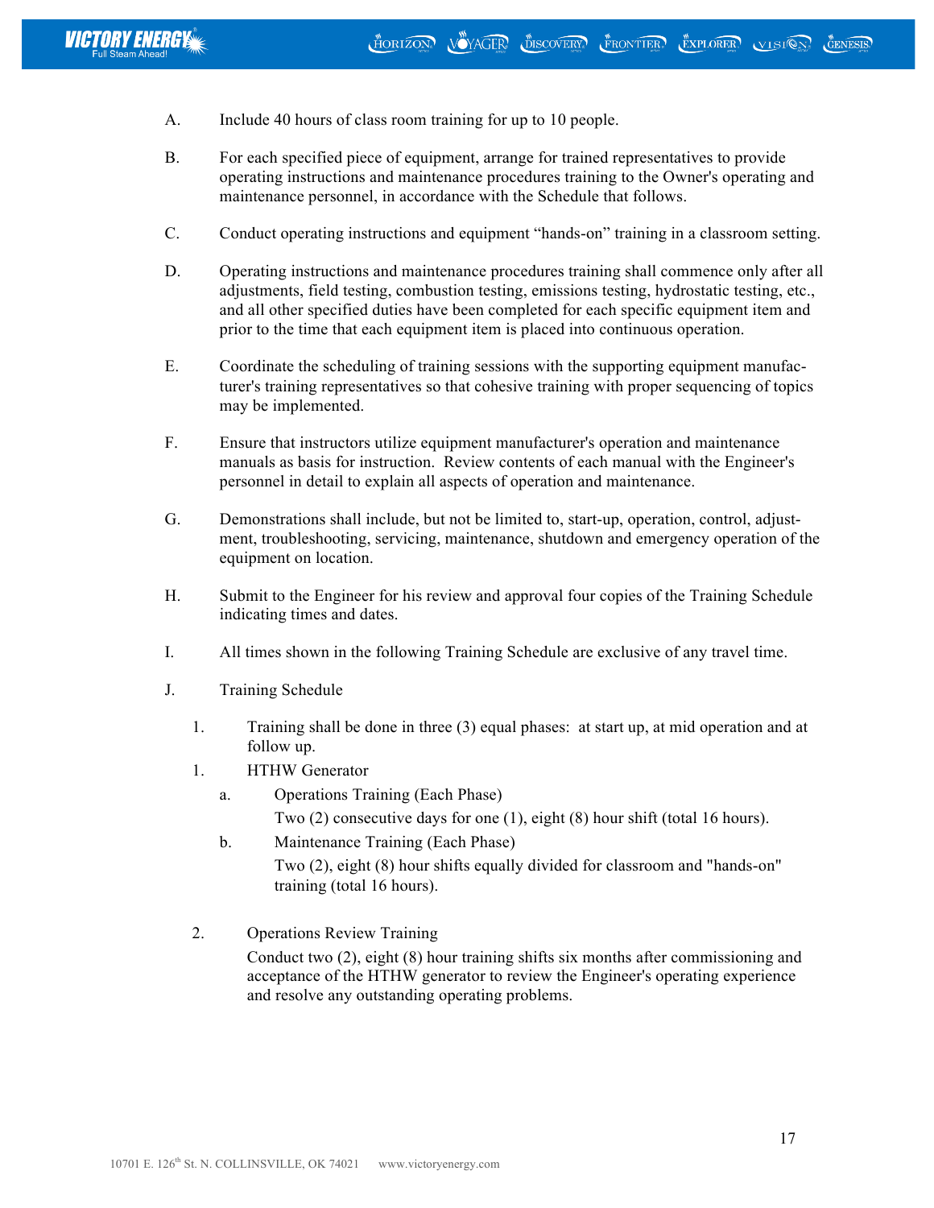A. Include 40 hours of class room training for up to 10 people.

B. For each specified piece of equipment, arrange for trained representatives to provide operating instructions and maintenance procedures training to the Owner's operating and maintenance personnel, in accordance with the Schedule that follows.

C. Conduct operating instructions and equipment "hands-on" training in a classroom setting.

D. Operating instructions and maintenance procedures training shall commence only after all adjustments, field testing, combustion testing, emissions testing, hydrostatic testing, etc., and all other specified duties have been completed for each specific equipment item and prior to the time that each equipment item is placed into continuous operation.

E. Coordinate the scheduling of training sessions with the supporting equipment manufacturer's training representatives so that cohesive training with proper sequencing of topics may be implemented.

F. Ensure that instructors utilize equipment manufacturer's operation and maintenance manuals as basis for instruction. Review contents of each manual with the Engineer's personnel in detail to explain all aspects of operation and maintenance.

G. Demonstrations shall include, but not be limited to, start-up, operation, control, adjustment, troubleshooting, servicing, maintenance, shutdown and emergency operation of the equipment on location.

H. Submit to the Engineer for his review and approval four copies of the Training Schedule indicating times and dates.

I. All times shown in the following Training Schedule are exclusive of any travel time.

J. Training Schedule

1. Training shall be done in three (3) equal phases: at start up, at mid operation and at follow up.

1. HTHW Generator

   a. Operations Training (Each Phase)

      Two (2) consecutive days for one (1), eight (8) hour shift (total 16 hours).

   b. Maintenance Training (Each Phase)

      Two (2), eight (8) hour shifts equally divided for classroom and "hands-on" training (total 16 hours).

2. Operations Review Training

   Conduct two (2), eight (8) hour training shifts six months after commissioning and acceptance of the HTHW generator to review the Engineer's operating experience and resolve any outstanding operating problems.